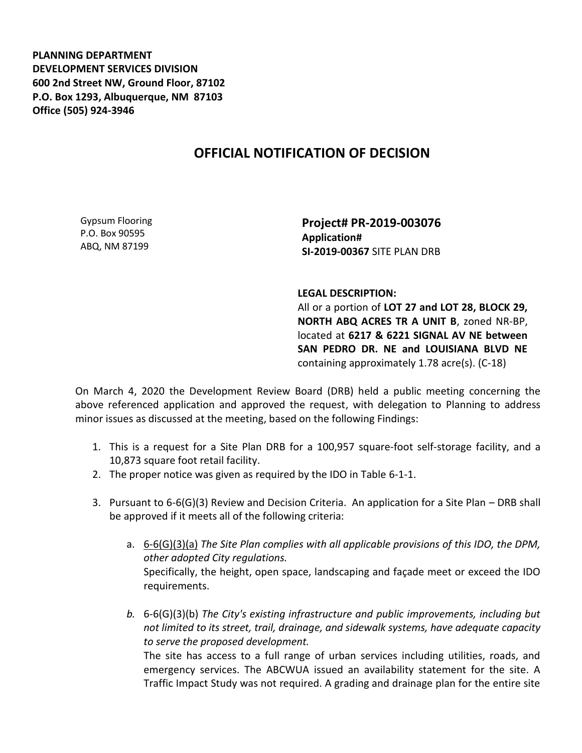**PLANNING DEPARTMENT**
**DEVELOPMENT SERVICES DIVISION**
**600 2nd Street NW, Ground Floor, 87102**
**P.O. Box 1293, Albuquerque, NM 87103**
**Office (505) 924-3946**

# OFFICIAL NOTIFICATION OF DECISION

Gypsum Flooring
P.O. Box 90595
ABQ, NM 87199

**Project# PR-2019-003076**
**Application#**
**SI-2019-00367** SITE PLAN DRB

**LEGAL DESCRIPTION:**
All or a portion of **LOT 27 and LOT 28, BLOCK 29, NORTH ABQ ACRES TR A UNIT B**, zoned NR-BP, located at **6217 & 6221 SIGNAL AV NE between SAN PEDRO DR. NE and LOUISIANA BLVD NE** containing approximately 1.78 acre(s). (C-18)

On March 4, 2020 the Development Review Board (DRB) held a public meeting concerning the above referenced application and approved the request, with delegation to Planning to address minor issues as discussed at the meeting, based on the following Findings:

1. This is a request for a Site Plan DRB for a 100,957 square-foot self-storage facility, and a 10,873 square foot retail facility.
2. The proper notice was given as required by the IDO in Table 6-1-1.
3. Pursuant to 6-6(G)(3) Review and Decision Criteria. An application for a Site Plan – DRB shall be approved if it meets all of the following criteria:

   a. 6-6(G)(3)(a) *The Site Plan complies with all applicable provisions of this IDO, the DPM, other adopted City regulations.*
   Specifically, the height, open space, landscaping and façade meet or exceed the IDO requirements.

   *b.* 6-6(G)(3)(b) *The City's existing infrastructure and public improvements, including but not limited to its street, trail, drainage, and sidewalk systems, have adequate capacity to serve the proposed development.*
   The site has access to a full range of urban services including utilities, roads, and emergency services. The ABCWUA issued an availability statement for the site. A Traffic Impact Study was not required. A grading and drainage plan for the entire site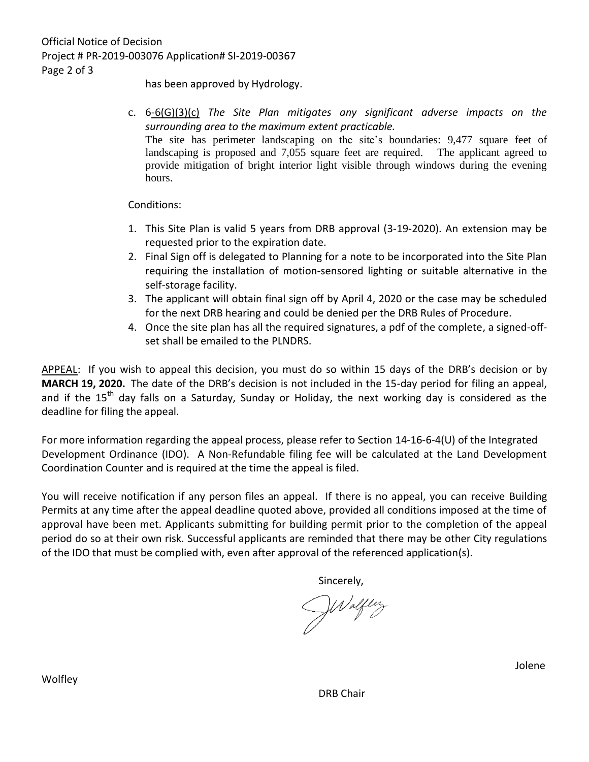has been approved by Hydrology.

c. 6-6(G)(3)(c) *The Site Plan mitigates any significant adverse impacts on the surrounding area to the maximum extent practicable.*
The site has perimeter landscaping on the site's boundaries: 9,477 square feet of landscaping is proposed and 7,055 square feet are required. The applicant agreed to provide mitigation of bright interior light visible through windows during the evening hours.

Conditions:

1. This Site Plan is valid 5 years from DRB approval (3-19-2020). An extension may be requested prior to the expiration date.
2. Final Sign off is delegated to Planning for a note to be incorporated into the Site Plan requiring the installation of motion-sensored lighting or suitable alternative in the self-storage facility.
3. The applicant will obtain final sign off by April 4, 2020 or the case may be scheduled for the next DRB hearing and could be denied per the DRB Rules of Procedure.
4. Once the site plan has all the required signatures, a pdf of the complete, a signed-off-set shall be emailed to the PLNDRS.

APPEAL: If you wish to appeal this decision, you must do so within 15 days of the DRB's decision or by **MARCH 19, 2020.** The date of the DRB's decision is not included in the 15-day period for filing an appeal, and if the 15th day falls on a Saturday, Sunday or Holiday, the next working day is considered as the deadline for filing the appeal.

For more information regarding the appeal process, please refer to Section 14-16-6-4(U) of the Integrated Development Ordinance (IDO). A Non-Refundable filing fee will be calculated at the Land Development Coordination Counter and is required at the time the appeal is filed.

You will receive notification if any person files an appeal. If there is no appeal, you can receive Building Permits at any time after the appeal deadline quoted above, provided all conditions imposed at the time of approval have been met. Applicants submitting for building permit prior to the completion of the appeal period do so at their own risk. Successful applicants are reminded that there may be other City regulations of the IDO that must be complied with, even after approval of the referenced application(s).

Sincerely,

JWolfley

Jolene Wolfley

DRB Chair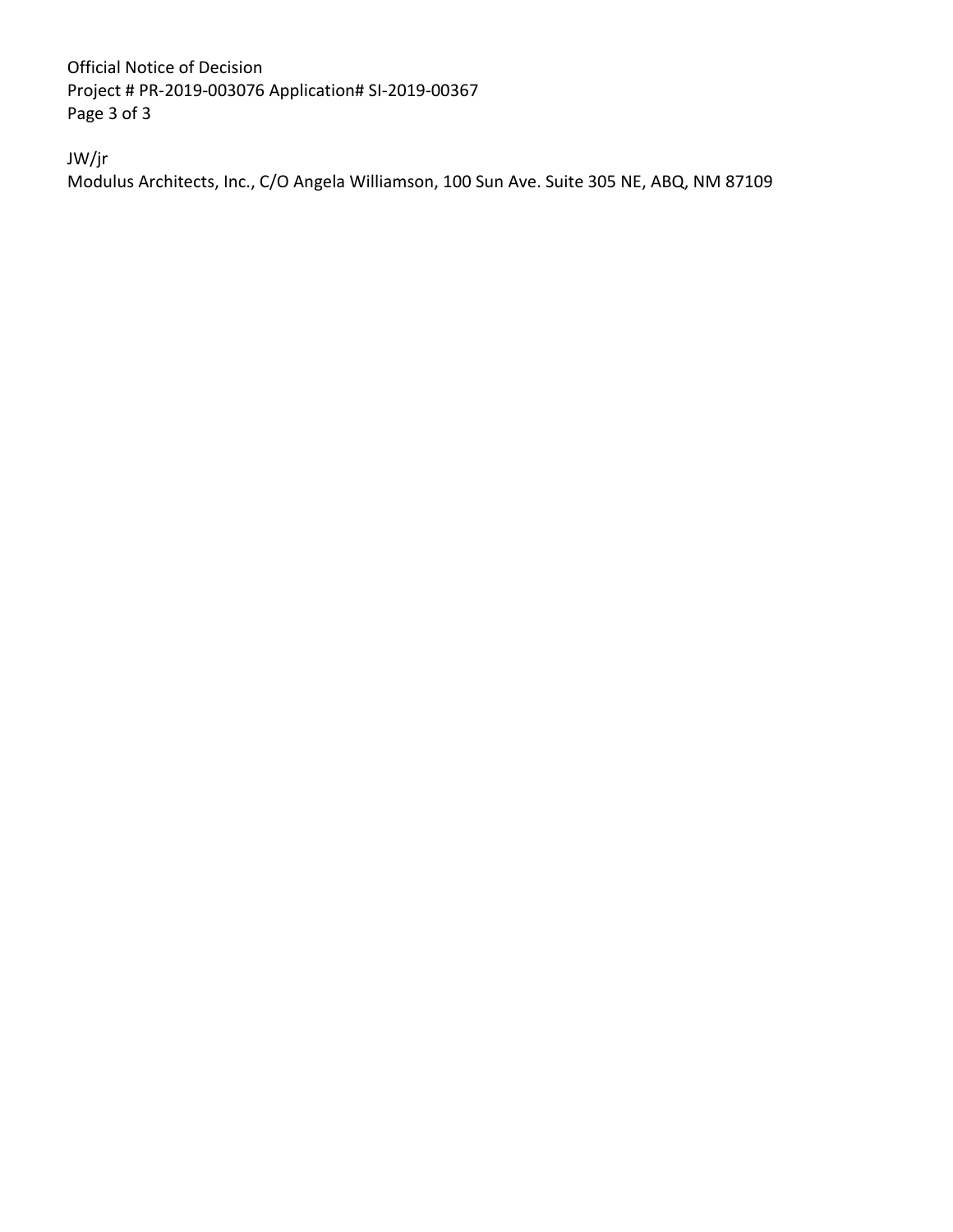JW/jr
Modulus Architects, Inc., C/O Angela Williamson, 100 Sun Ave. Suite 305 NE, ABQ, NM 87109